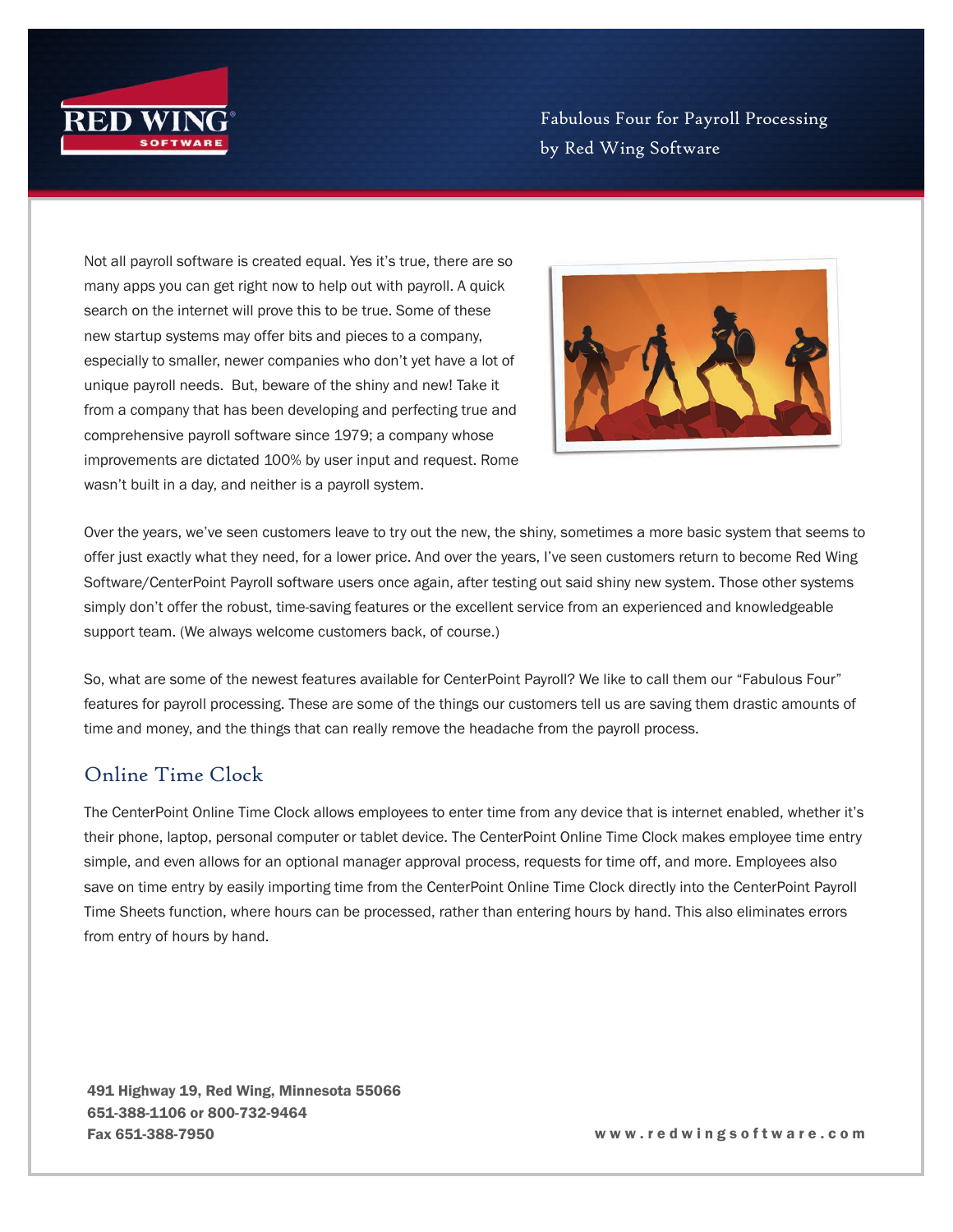# Fabulous Four for Payroll Processing by Red Wing Software

Not all payroll software is created equal. Yes it's true, there are so many apps you can get right now to help out with payroll. A quick search on the internet will prove this to be true. Some of these new startup systems may offer bits and pieces to a company, especially to smaller, newer companies who don't yet have a lot of unique payroll needs. But, beware of the shiny and new! Take it from a company that has been developing and perfecting true and comprehensive payroll software since 1979; a company whose improvements are dictated 100% by user input and request. Rome wasn't built in a day, and neither is a payroll system.

Over the years, we've seen customers leave to try out the new, the shiny, sometimes a more basic system that seems to offer just exactly what they need, for a lower price. And over the years, I've seen customers return to become Red Wing Software/CenterPoint Payroll software users once again, after testing out said shiny new system. Those other systems simply don't offer the robust, time-saving features or the excellent service from an experienced and knowledgeable support team. (We always welcome customers back, of course.)

So, what are some of the newest features available for CenterPoint Payroll? We like to call them our "Fabulous Four" features for payroll processing. These are some of the things our customers tell us are saving them drastic amounts of time and money, and the things that can really remove the headache from the payroll process.

## Online Time Clock

The CenterPoint Online Time Clock allows employees to enter time from any device that is internet enabled, whether it's their phone, laptop, personal computer or tablet device. The CenterPoint Online Time Clock makes employee time entry simple, and even allows for an optional manager approval process, requests for time off, and more. Employees also save on time entry by easily importing time from the CenterPoint Online Time Clock directly into the CenterPoint Payroll Time Sheets function, where hours can be processed, rather than entering hours by hand. This also eliminates errors from entry of hours by hand.

**491 Highway 19, Red Wing, Minnesota 55066**
**651-388-1106 or 800-732-9464**
**Fax 651-388-7950**

**www.redwingsoftware.com**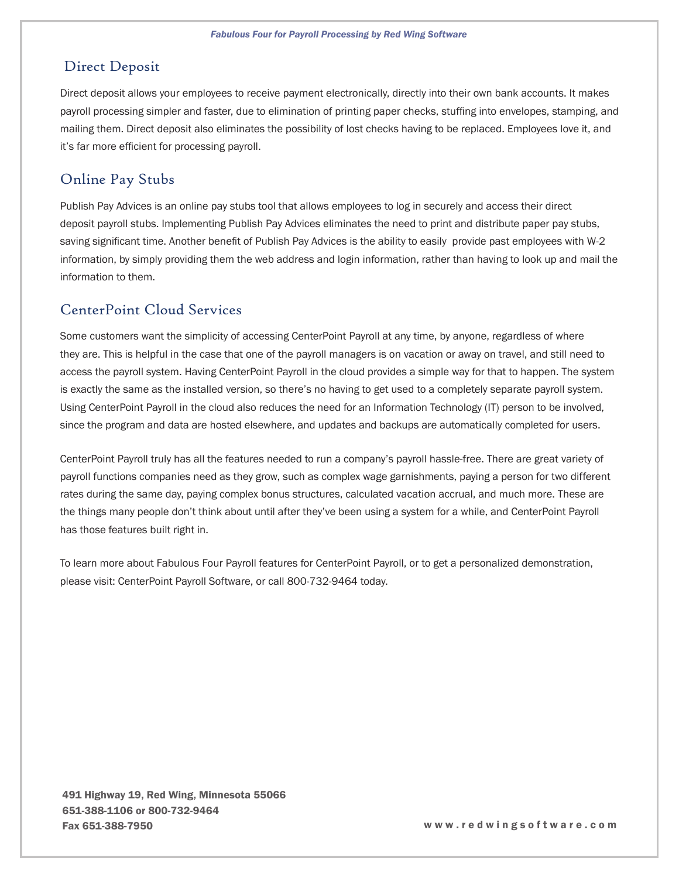## Direct Deposit

Direct deposit allows your employees to receive payment electronically, directly into their own bank accounts. It makes payroll processing simpler and faster, due to elimination of printing paper checks, stuffing into envelopes, stamping, and mailing them. Direct deposit also eliminates the possibility of lost checks having to be replaced. Employees love it, and it's far more efficient for processing payroll.

## Online Pay Stubs

Publish Pay Advices is an online pay stubs tool that allows employees to log in securely and access their direct deposit payroll stubs. Implementing Publish Pay Advices eliminates the need to print and distribute paper pay stubs, saving significant time. Another benefit of Publish Pay Advices is the ability to easily provide past employees with W-2 information, by simply providing them the web address and login information, rather than having to look up and mail the information to them.

## CenterPoint Cloud Services

Some customers want the simplicity of accessing CenterPoint Payroll at any time, by anyone, regardless of where they are. This is helpful in the case that one of the payroll managers is on vacation or away on travel, and still need to access the payroll system. Having CenterPoint Payroll in the cloud provides a simple way for that to happen. The system is exactly the same as the installed version, so there's no having to get used to a completely separate payroll system. Using CenterPoint Payroll in the cloud also reduces the need for an Information Technology (IT) person to be involved, since the program and data are hosted elsewhere, and updates and backups are automatically completed for users.

CenterPoint Payroll truly has all the features needed to run a company's payroll hassle-free. There are great variety of payroll functions companies need as they grow, such as complex wage garnishments, paying a person for two different rates during the same day, paying complex bonus structures, calculated vacation accrual, and much more. These are the things many people don't think about until after they've been using a system for a while, and CenterPoint Payroll has those features built right in.

To learn more about Fabulous Four Payroll features for CenterPoint Payroll, or to get a personalized demonstration, please visit: CenterPoint Payroll Software, or call 800-732-9464 today.

**491 Highway 19, Red Wing, Minnesota 55066**
**651-388-1106 or 800-732-9464**
**Fax 651-388-7950**

**www.redwingsoftware.com**